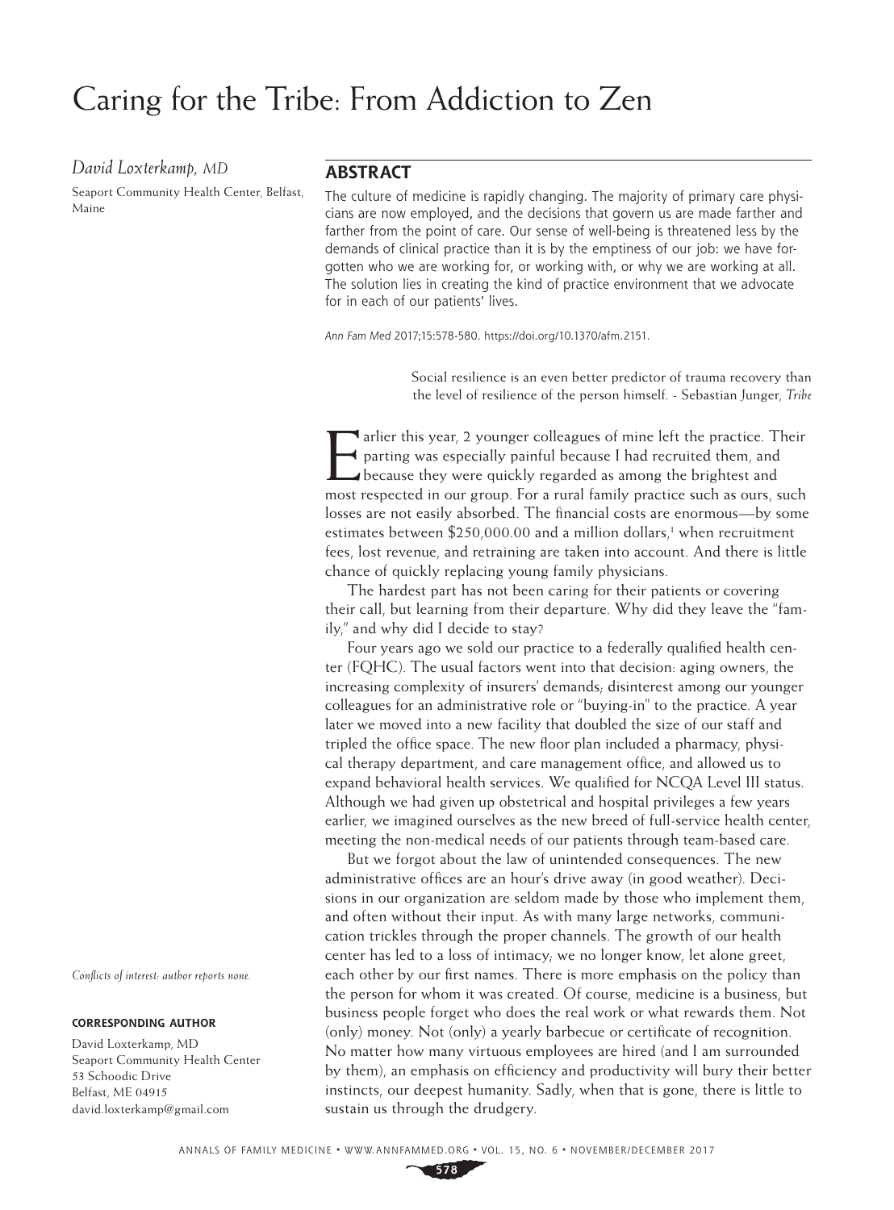# Caring for the Tribe: From Addiction to Zen

*David Loxterkamp, MD*

Seaport Community Health Center, Belfast, Maine

## ABSTRACT

The culture of medicine is rapidly changing. The majority of primary care physicians are now employed, and the decisions that govern us are made farther and farther from the point of care. Our sense of well-being is threatened less by the demands of clinical practice than it is by the emptiness of our job: we have forgotten who we are working for, or working with, or why we are working at all. The solution lies in creating the kind of practice environment that we advocate for in each of our patients' lives.

*Ann Fam Med* 2017;15:578-580. https://doi.org/10.1370/afm.2151.

> Social resilience is an even better predictor of trauma recovery than the level of resilience of the person himself. - Sebastian Junger, *Tribe*

Earlier this year, 2 younger colleagues of mine left the practice. Their parting was especially painful because I had recruited them, and because they were quickly regarded as among the brightest and most respected in our group. For a rural family practice such as ours, such losses are not easily absorbed. The financial costs are enormous—by some estimates between $250,000.00 and a million dollars,[1] when recruitment fees, lost revenue, and retraining are taken into account. And there is little chance of quickly replacing young family physicians.

The hardest part has not been caring for their patients or covering their call, but learning from their departure. Why did they leave the "family," and why did I decide to stay?

Four years ago we sold our practice to a federally qualified health center (FQHC). The usual factors went into that decision: aging owners, the increasing complexity of insurers' demands; disinterest among our younger colleagues for an administrative role or "buying-in" to the practice. A year later we moved into a new facility that doubled the size of our staff and tripled the office space. The new floor plan included a pharmacy, physical therapy department, and care management office, and allowed us to expand behavioral health services. We qualified for NCQA Level III status. Although we had given up obstetrical and hospital privileges a few years earlier, we imagined ourselves as the new breed of full-service health center, meeting the non-medical needs of our patients through team-based care.

But we forgot about the law of unintended consequences. The new administrative offices are an hour's drive away (in good weather). Decisions in our organization are seldom made by those who implement them, and often without their input. As with many large networks, communication trickles through the proper channels. The growth of our health center has led to a loss of intimacy; we no longer know, let alone greet, each other by our first names. There is more emphasis on the policy than the person for whom it was created. Of course, medicine is a business, but business people forget who does the real work or what rewards them. Not (only) money. Not (only) a yearly barbecue or certificate of recognition. No matter how many virtuous employees are hired (and I am surrounded by them), an emphasis on efficiency and productivity will bury their better instincts, our deepest humanity. Sadly, when that is gone, there is little to sustain us through the drudgery.

*Conflicts of interest: author reports none.*

**CORRESPONDING AUTHOR**

David Loxterkamp, MD
Seaport Community Health Center
53 Schoodic Drive
Belfast, ME 04915
david.loxterkamp@gmail.com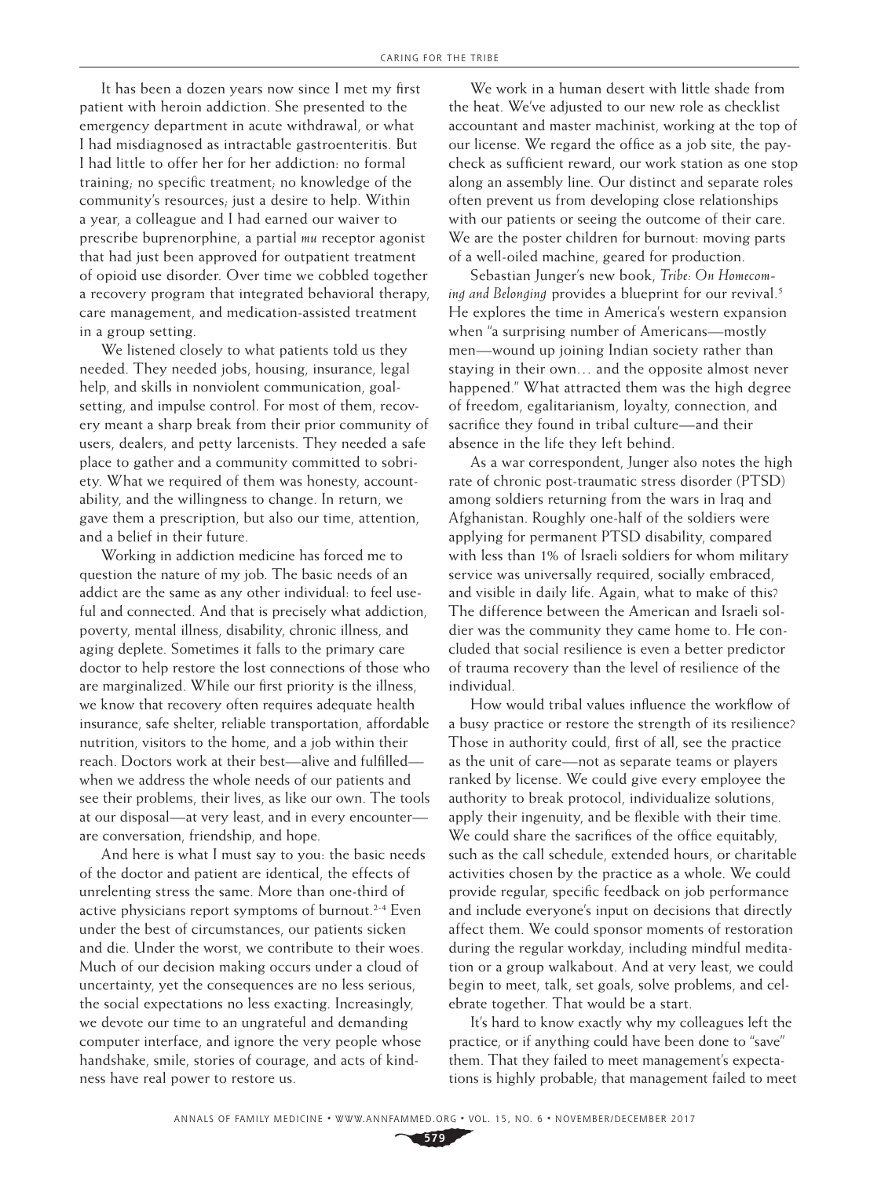It has been a dozen years now since I met my first patient with heroin addiction. She presented to the emergency department in acute withdrawal, or what I had misdiagnosed as intractable gastroenteritis. But I had little to offer her for her addiction: no formal training; no specific treatment; no knowledge of the community's resources; just a desire to help. Within a year, a colleague and I had earned our waiver to prescribe buprenorphine, a partial *mu* receptor agonist that had just been approved for outpatient treatment of opioid use disorder. Over time we cobbled together a recovery program that integrated behavioral therapy, care management, and medication-assisted treatment in a group setting.

We listened closely to what patients told us they needed. They needed jobs, housing, insurance, legal help, and skills in nonviolent communication, goal-setting, and impulse control. For most of them, recovery meant a sharp break from their prior community of users, dealers, and petty larcenists. They needed a safe place to gather and a community committed to sobriety. What we required of them was honesty, accountability, and the willingness to change. In return, we gave them a prescription, but also our time, attention, and a belief in their future.

Working in addiction medicine has forced me to question the nature of my job. The basic needs of an addict are the same as any other individual: to feel useful and connected. And that is precisely what addiction, poverty, mental illness, disability, chronic illness, and aging deplete. Sometimes it falls to the primary care doctor to help restore the lost connections of those who are marginalized. While our first priority is the illness, we know that recovery often requires adequate health insurance, safe shelter, reliable transportation, affordable nutrition, visitors to the home, and a job within their reach. Doctors work at their best—alive and fulfilled—when we address the whole needs of our patients and see their problems, their lives, as like our own. The tools at our disposal—at very least, and in every encounter—are conversation, friendship, and hope.

And here is what I must say to you: the basic needs of the doctor and patient are identical, the effects of unrelenting stress the same. More than one-third of active physicians report symptoms of burnout.[2-4] Even under the best of circumstances, our patients sicken and die. Under the worst, we contribute to their woes. Much of our decision making occurs under a cloud of uncertainty, yet the consequences are no less serious, the social expectations no less exacting. Increasingly, we devote our time to an ungrateful and demanding computer interface, and ignore the very people whose handshake, smile, stories of courage, and acts of kindness have real power to restore us.

We work in a human desert with little shade from the heat. We've adjusted to our new role as checklist accountant and master machinist, working at the top of our license. We regard the office as a job site, the paycheck as sufficient reward, our work station as one stop along an assembly line. Our distinct and separate roles often prevent us from developing close relationships with our patients or seeing the outcome of their care. We are the poster children for burnout: moving parts of a well-oiled machine, geared for production.

Sebastian Junger's new book, *Tribe: On Homecoming and Belonging* provides a blueprint for our revival.[5] He explores the time in America's western expansion when "a surprising number of Americans—mostly men—wound up joining Indian society rather than staying in their own… and the opposite almost never happened." What attracted them was the high degree of freedom, egalitarianism, loyalty, connection, and sacrifice they found in tribal culture—and their absence in the life they left behind.

As a war correspondent, Junger also notes the high rate of chronic post-traumatic stress disorder (PTSD) among soldiers returning from the wars in Iraq and Afghanistan. Roughly one-half of the soldiers were applying for permanent PTSD disability, compared with less than 1% of Israeli soldiers for whom military service was universally required, socially embraced, and visible in daily life. Again, what to make of this? The difference between the American and Israeli soldier was the community they came home to. He concluded that social resilience is even a better predictor of trauma recovery than the level of resilience of the individual.

How would tribal values influence the workflow of a busy practice or restore the strength of its resilience? Those in authority could, first of all, see the practice as the unit of care—not as separate teams or players ranked by license. We could give every employee the authority to break protocol, individualize solutions, apply their ingenuity, and be flexible with their time. We could share the sacrifices of the office equitably, such as the call schedule, extended hours, or charitable activities chosen by the practice as a whole. We could provide regular, specific feedback on job performance and include everyone's input on decisions that directly affect them. We could sponsor moments of restoration during the regular workday, including mindful meditation or a group walkabout. And at very least, we could begin to meet, talk, set goals, solve problems, and celebrate together. That would be a start.

It's hard to know exactly why my colleagues left the practice, or if anything could have been done to "save" them. That they failed to meet management's expectations is highly probable; that management failed to meet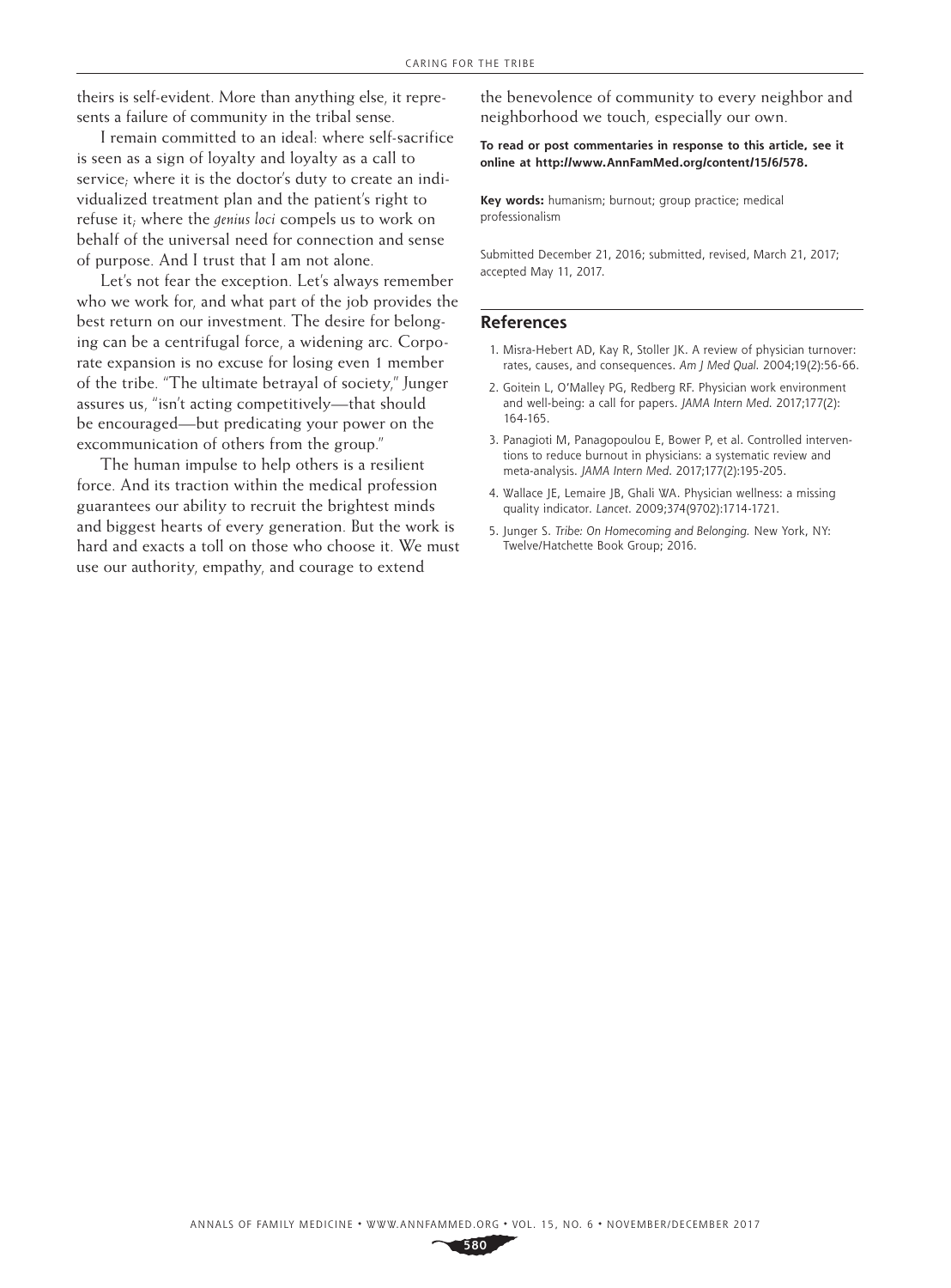theirs is self-evident. More than anything else, it represents a failure of community in the tribal sense.

I remain committed to an ideal: where self-sacrifice is seen as a sign of loyalty and loyalty as a call to service; where it is the doctor's duty to create an individualized treatment plan and the patient's right to refuse it; where the *genius loci* compels us to work on behalf of the universal need for connection and sense of purpose. And I trust that I am not alone.

Let's not fear the exception. Let's always remember who we work for, and what part of the job provides the best return on our investment. The desire for belonging can be a centrifugal force, a widening arc. Corporate expansion is no excuse for losing even 1 member of the tribe. "The ultimate betrayal of society," Junger assures us, "isn't acting competitively—that should be encouraged—but predicating your power on the excommunication of others from the group."

The human impulse to help others is a resilient force. And its traction within the medical profession guarantees our ability to recruit the brightest minds and biggest hearts of every generation. But the work is hard and exacts a toll on those who choose it. We must use our authority, empathy, and courage to extend the benevolence of community to every neighbor and neighborhood we touch, especially our own.

**To read or post commentaries in response to this article, see it online at http://www.AnnFamMed.org/content/15/6/578.**

**Key words:** humanism; burnout; group practice; medical professionalism

Submitted December 21, 2016; submitted, revised, March 21, 2017; accepted May 11, 2017.

## References

1. Misra-Hebert AD, Kay R, Stoller JK. A review of physician turnover: rates, causes, and consequences. *Am J Med Qual*. 2004;19(2):56-66.
2. Goitein L, O'Malley PG, Redberg RF. Physician work environment and well-being: a call for papers. *JAMA Intern Med*. 2017;177(2): 164-165.
3. Panagioti M, Panagopoulou E, Bower P, et al. Controlled interventions to reduce burnout in physicians: a systematic review and meta-analysis. *JAMA Intern Med*. 2017;177(2):195-205.
4. Wallace JE, Lemaire JB, Ghali WA. Physician wellness: a missing quality indicator. *Lancet*. 2009;374(9702):1714-1721.
5. Junger S. *Tribe: On Homecoming and Belonging.* New York, NY: Twelve/Hatchette Book Group; 2016.